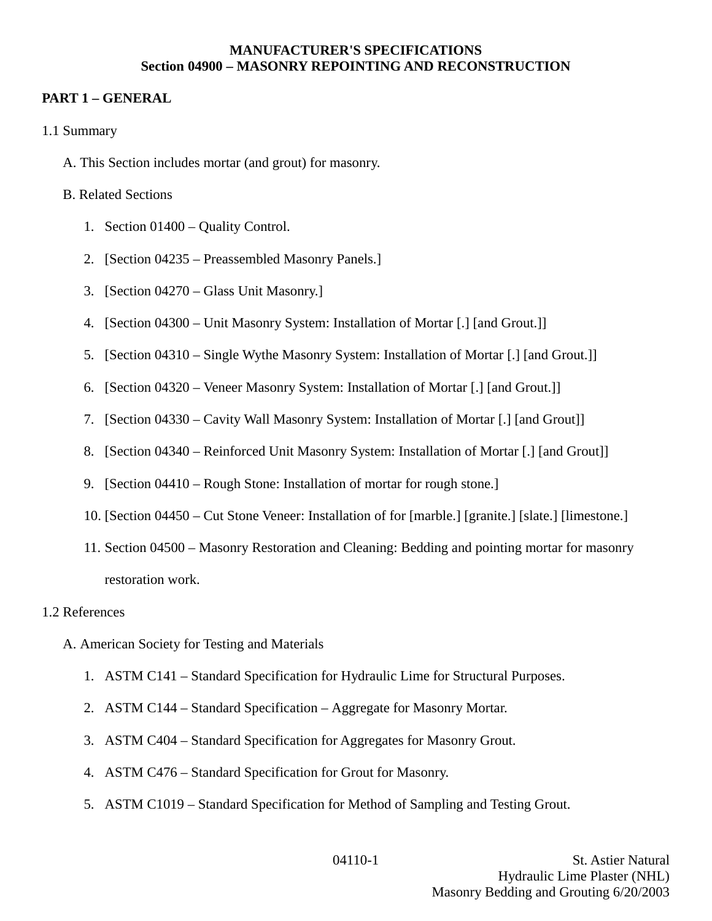# MANUFACTURER'S SPECIFICATIONS
# Section 04900 – MASONRY REPOINTING AND RECONSTRUCTION

## PART 1 – GENERAL

1.1 Summary

A. This Section includes mortar (and grout) for masonry.

B. Related Sections

1. Section 01400 – Quality Control.
2. [Section 04235 – Preassembled Masonry Panels.]
3. [Section 04270 – Glass Unit Masonry.]
4. [Section 04300 – Unit Masonry System: Installation of Mortar [.] [and Grout.]]
5. [Section 04310 – Single Wythe Masonry System: Installation of Mortar [.] [and Grout.]]
6. [Section 04320 – Veneer Masonry System: Installation of Mortar [.] [and Grout.]]
7. [Section 04330 – Cavity Wall Masonry System: Installation of Mortar [.] [and Grout]]
8. [Section 04340 – Reinforced Unit Masonry System: Installation of Mortar [.] [and Grout]]
9. [Section 04410 – Rough Stone: Installation of mortar for rough stone.]
10. [Section 04450 – Cut Stone Veneer: Installation of for [marble.] [granite.] [slate.] [limestone.]
11. Section 04500 – Masonry Restoration and Cleaning: Bedding and pointing mortar for masonry restoration work.

1.2 References

A. American Society for Testing and Materials

1. ASTM C141 – Standard Specification for Hydraulic Lime for Structural Purposes.
2. ASTM C144 – Standard Specification – Aggregate for Masonry Mortar.
3. ASTM C404 – Standard Specification for Aggregates for Masonry Grout.
4. ASTM C476 – Standard Specification for Grout for Masonry.
5. ASTM C1019 – Standard Specification for Method of Sampling and Testing Grout.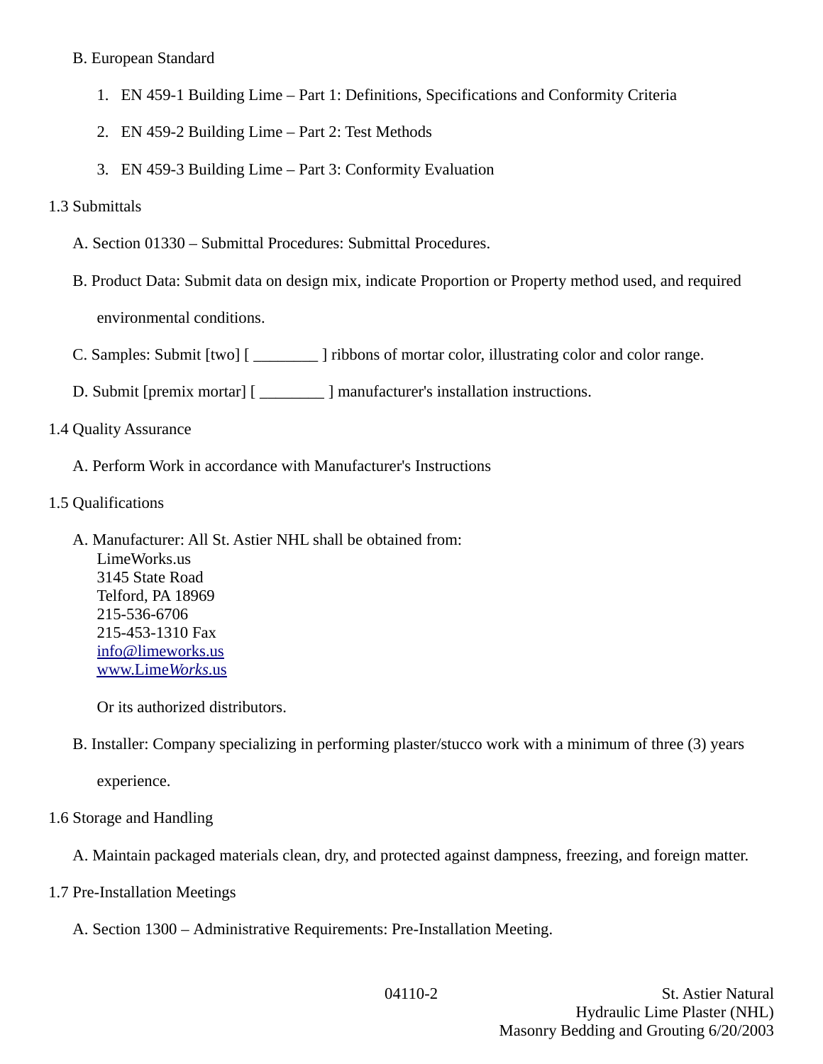B. European Standard

1. EN 459-1 Building Lime – Part 1: Definitions, Specifications and Conformity Criteria
2. EN 459-2 Building Lime – Part 2: Test Methods
3. EN 459-3 Building Lime – Part 3: Conformity Evaluation

1.3 Submittals

A. Section 01330 – Submittal Procedures: Submittal Procedures.

B. Product Data: Submit data on design mix, indicate Proportion or Property method used, and required environmental conditions.

C. Samples: Submit [two] [ ________ ] ribbons of mortar color, illustrating color and color range.

D. Submit [premix mortar] [ ________ ] manufacturer's installation instructions.

1.4 Quality Assurance

A. Perform Work in accordance with Manufacturer's Instructions

1.5 Qualifications

A. Manufacturer: All St. Astier NHL shall be obtained from:
LimeWorks.us
3145 State Road
Telford, PA 18969
215-536-6706
215-453-1310 Fax
info@limeworks.us
www.Lime*Works*.us

Or its authorized distributors.

B. Installer: Company specializing in performing plaster/stucco work with a minimum of three (3) years experience.

1.6 Storage and Handling

A. Maintain packaged materials clean, dry, and protected against dampness, freezing, and foreign matter.

1.7 Pre-Installation Meetings

A. Section 1300 – Administrative Requirements: Pre-Installation Meeting.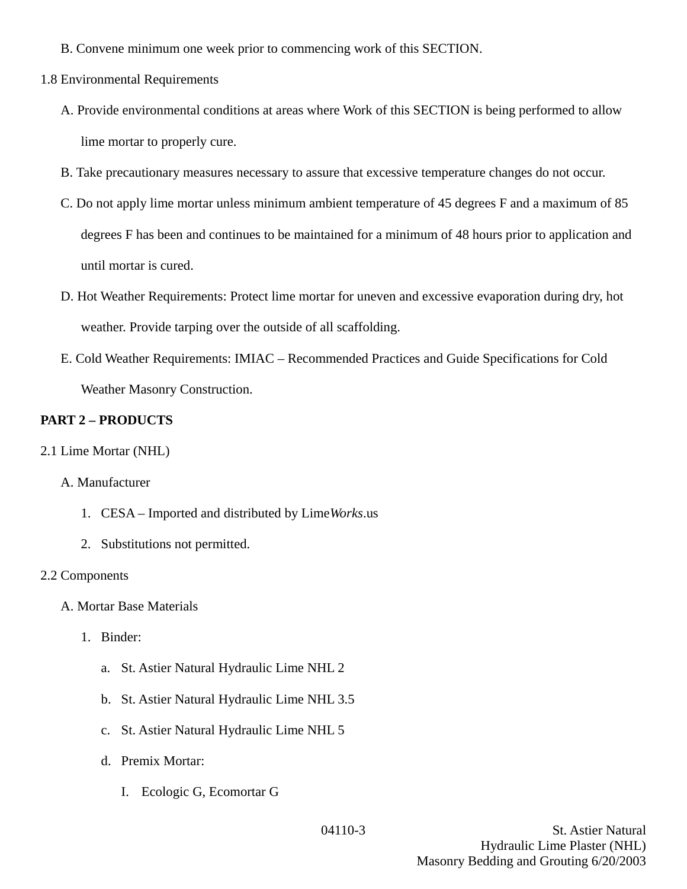B. Convene minimum one week prior to commencing work of this SECTION.

1.8 Environmental Requirements

A. Provide environmental conditions at areas where Work of this SECTION is being performed to allow lime mortar to properly cure.

B. Take precautionary measures necessary to assure that excessive temperature changes do not occur.

C. Do not apply lime mortar unless minimum ambient temperature of 45 degrees F and a maximum of 85 degrees F has been and continues to be maintained for a minimum of 48 hours prior to application and until mortar is cured.

D. Hot Weather Requirements: Protect lime mortar for uneven and excessive evaporation during dry, hot weather. Provide tarping over the outside of all scaffolding.

E. Cold Weather Requirements: IMIAC – Recommended Practices and Guide Specifications for Cold Weather Masonry Construction.

**PART 2 – PRODUCTS**

2.1 Lime Mortar (NHL)

A. Manufacturer

1. CESA – Imported and distributed by Lime*Works*.us
2. Substitutions not permitted.

2.2 Components

A. Mortar Base Materials

1. Binder:
   a. St. Astier Natural Hydraulic Lime NHL 2
   b. St. Astier Natural Hydraulic Lime NHL 3.5
   c. St. Astier Natural Hydraulic Lime NHL 5
   d. Premix Mortar:
      I. Ecologic G, Ecomortar G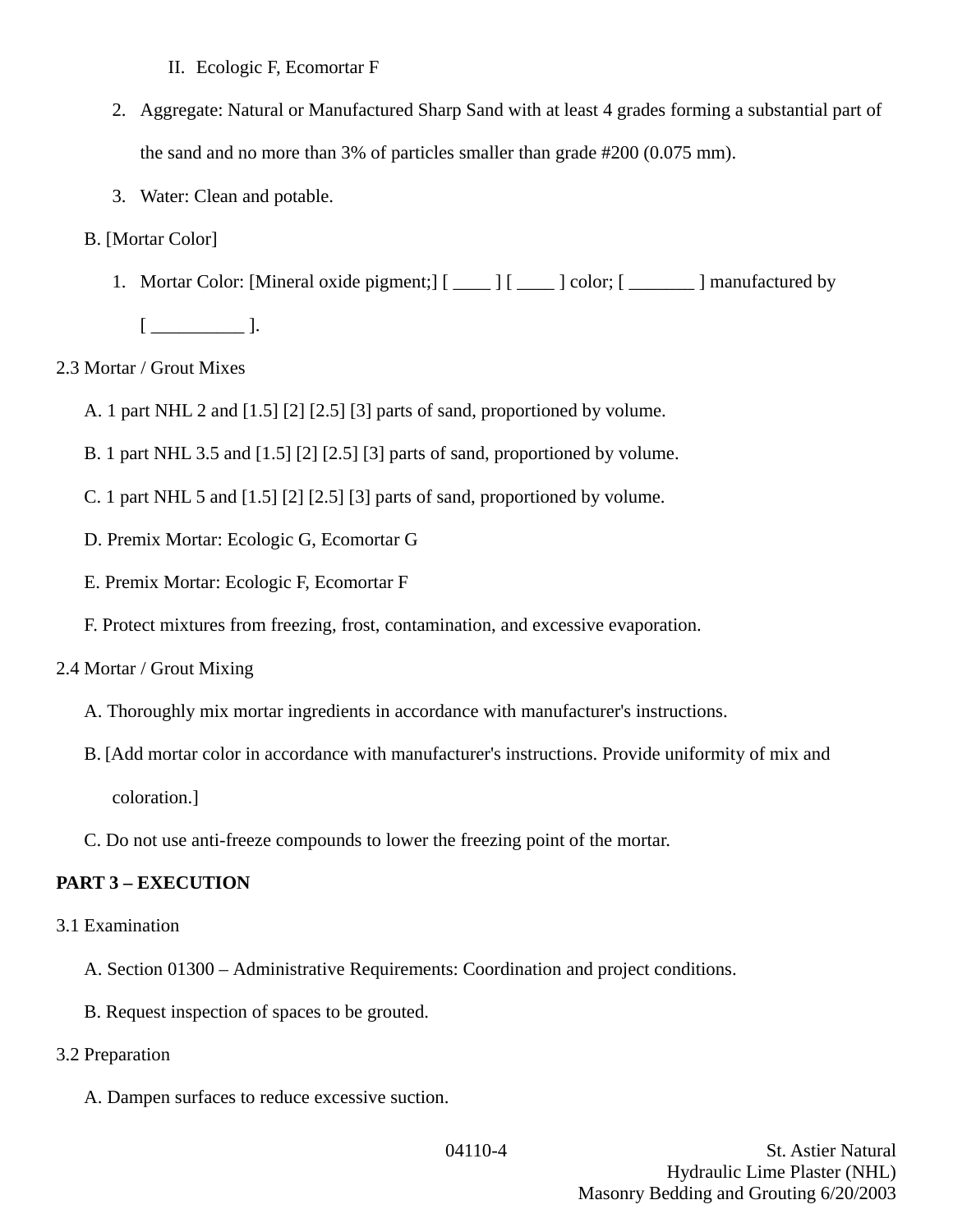II. Ecologic F, Ecomortar F

2. Aggregate: Natural or Manufactured Sharp Sand with at least 4 grades forming a substantial part of the sand and no more than 3% of particles smaller than grade #200 (0.075 mm).
3. Water: Clean and potable.

B. [Mortar Color]

1. Mortar Color: [Mineral oxide pigment;] [ ____ ] [ ____ ] color; [ _______ ] manufactured by [ __________ ].

2.3 Mortar / Grout Mixes

A. 1 part NHL 2 and [1.5] [2] [2.5] [3] parts of sand, proportioned by volume.

B. 1 part NHL 3.5 and [1.5] [2] [2.5] [3] parts of sand, proportioned by volume.

C. 1 part NHL 5 and [1.5] [2] [2.5] [3] parts of sand, proportioned by volume.

D. Premix Mortar: Ecologic G, Ecomortar G

E. Premix Mortar: Ecologic F, Ecomortar F

F. Protect mixtures from freezing, frost, contamination, and excessive evaporation.

2.4 Mortar / Grout Mixing

A. Thoroughly mix mortar ingredients in accordance with manufacturer's instructions.

B. [Add mortar color in accordance with manufacturer's instructions. Provide uniformity of mix and coloration.]

C. Do not use anti-freeze compounds to lower the freezing point of the mortar.

**PART 3 – EXECUTION**

3.1 Examination

A. Section 01300 – Administrative Requirements: Coordination and project conditions.

B. Request inspection of spaces to be grouted.

3.2 Preparation

A. Dampen surfaces to reduce excessive suction.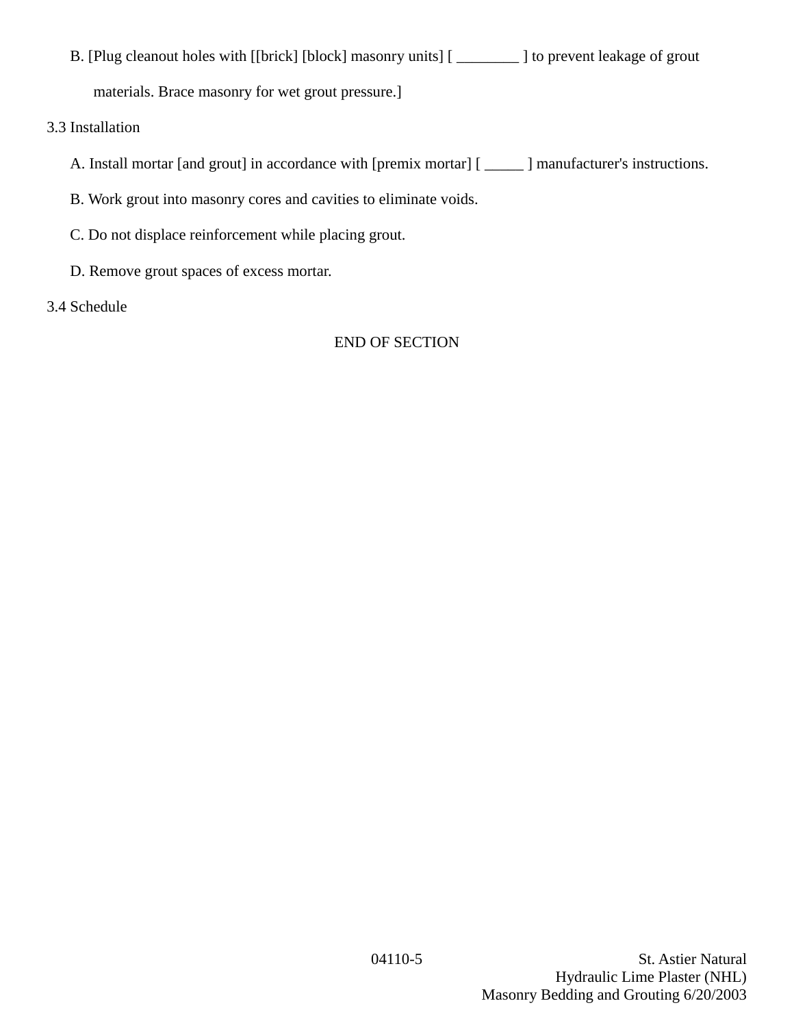B. [Plug cleanout holes with [[brick] [block] masonry units] [ ________ ] to prevent leakage of grout materials. Brace masonry for wet grout pressure.]

3.3 Installation

A. Install mortar [and grout] in accordance with [premix mortar] [ _____ ] manufacturer's instructions.

B. Work grout into masonry cores and cavities to eliminate voids.

C. Do not displace reinforcement while placing grout.

D. Remove grout spaces of excess mortar.

3.4 Schedule

END OF SECTION